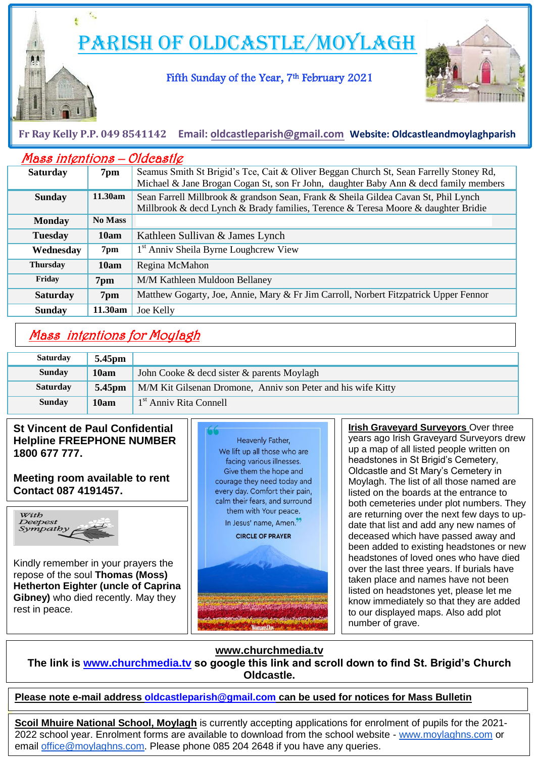# PARISH OF OLDCASTLE/MOYLAGH

Fifth Sunday of the Year, 7th February 2021

**Fr Ray Kelly P.P. 049 8541142** **Email: oldcastleparish@gmail.com** **Website: Oldcastleandmoylaghparish**

## Mass intentions – Oldcastle

| | | |
|---|---|---|
| **Saturday** | **7pm** | Seamus Smith St Brigid's Tce, Cait & Oliver Beggan Church St, Sean Farrelly Stoney Rd, Michael & Jane Brogan Cogan St, son Fr John, daughter Baby Ann & decd family members |
| **Sunday** | **11.30am** | Sean Farrell Millbrook & grandson Sean, Frank & Sheila Gildea Cavan St, Phil Lynch Millbrook & decd Lynch & Brady families, Terence & Teresa Moore & daughter Bridie |
| **Monday** | **No Mass** | |
| **Tuesday** | **10am** | Kathleen Sullivan & James Lynch |
| **Wednesday** | **7pm** | 1st Anniv Sheila Byrne Loughcrew View |
| **Thursday** | **10am** | Regina McMahon |
| **Friday** | **7pm** | M/M Kathleen Muldoon Bellaney |
| **Saturday** | **7pm** | Matthew Gogarty, Joe, Annie, Mary & Fr Jim Carroll, Norbert Fitzpatrick Upper Fennor |
| **Sunday** | **11.30am** | Joe Kelly |

## Mass intentions for Moylagh

| | | |
|---|---|---|
| **Saturday** | **5.45pm** | |
| **Sunday** | **10am** | John Cooke & decd sister & parents Moylagh |
| **Saturday** | **5.45pm** | M/M Kit Gilsenan Dromone, Anniv son Peter and his wife Kitty |
| **Sunday** | **10am** | 1st Anniv Rita Connell |

**St Vincent de Paul Confidential Helpline FREEPHONE NUMBER 1800 677 777.**

**Meeting room available to rent Contact 087 4191457.**

With Deepest Sympathy

Kindly remember in your prayers the repose of the soul **Thomas (Moss) Hetherton Eighter (uncle of Caprina Gibney)** who died recently. May they rest in peace.

"Heavenly Father, We lift up all those who are facing various illnesses. Give them the hope and courage they need today and every day. Comfort their pain, calm their fears, and surround them with Your peace. In Jesus' name, Amen."

CIRCLE OF PRAYER

**Irish Graveyard Surveyors** Over three years ago Irish Graveyard Surveyors drew up a map of all listed people written on headstones in St Brigid's Cemetery, Oldcastle and St Mary's Cemetery in Moylagh. The list of all those named are listed on the boards at the entrance to both cemeteries under plot numbers. They are returning over the next few days to up-date that list and add any new names of deceased which have passed away and been added to existing headstones or new headstones of loved ones who have died over the last three years. If burials have taken place and names have not been listed on headstones yet, please let me know immediately so that they are added to our displayed maps. Also add plot number of grave.

**www.churchmedia.tv**
**The link is www.churchmedia.tv so google this link and scroll down to find St. Brigid's Church Oldcastle.**

**Please note e-mail address oldcastleparish@gmail.com can be used for notices for Mass Bulletin**

**Scoil Mhuire National School, Moylagh** is currently accepting applications for enrolment of pupils for the 2021-2022 school year. Enrolment forms are available to download from the school website - www.moylaghns.com or email office@moylaghns.com. Please phone 085 204 2648 if you have any queries.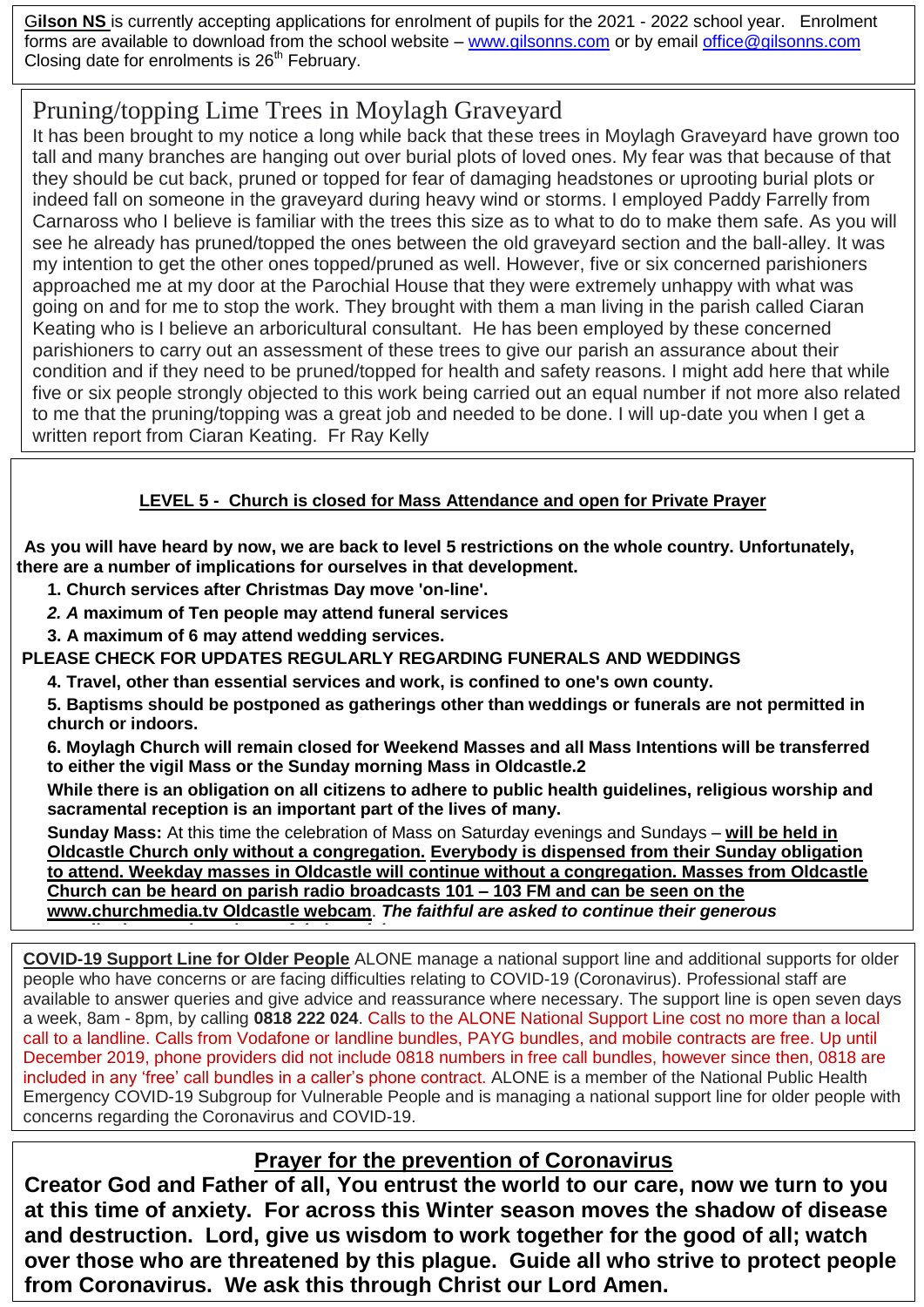G**ilson NS** is currently accepting applications for enrolment of pupils for the 2021 - 2022 school year. Enrolment forms are available to download from the school website – www.gilsonns.com or by email office@gilsonns.com Closing date for enrolments is 26th February.

## Pruning/topping Lime Trees in Moylagh Graveyard

It has been brought to my notice a long while back that these trees in Moylagh Graveyard have grown too tall and many branches are hanging out over burial plots of loved ones. My fear was that because of that they should be cut back, pruned or topped for fear of damaging headstones or uprooting burial plots or indeed fall on someone in the graveyard during heavy wind or storms. I employed Paddy Farrelly from Carnaross who I believe is familiar with the trees this size as to what to do to make them safe. As you will see he already has pruned/topped the ones between the old graveyard section and the ball-alley. It was my intention to get the other ones topped/pruned as well. However, five or six concerned parishioners approached me at my door at the Parochial House that they were extremely unhappy with what was going on and for me to stop the work. They brought with them a man living in the parish called Ciaran Keating who is I believe an arboricultural consultant. He has been employed by these concerned parishioners to carry out an assessment of these trees to give our parish an assurance about their condition and if they need to be pruned/topped for health and safety reasons. I might add here that while five or six people strongly objected to this work being carried out an equal number if not more also related to me that the pruning/topping was a great job and needed to be done. I will up-date you when I get a written report from Ciaran Keating. Fr Ray Kelly

**LEVEL 5 - Church is closed for Mass Attendance and open for Private Prayer**

**As you will have heard by now, we are back to level 5 restrictions on the whole country. Unfortunately, there are a number of implications for ourselves in that development.**

1. **Church services after Christmas Day move 'on-line'.**
2. ***A* maximum of Ten people may attend funeral services**
3. **A maximum of 6 may attend wedding services.**

**PLEASE CHECK FOR UPDATES REGULARLY REGARDING FUNERALS AND WEDDINGS**

4. **Travel, other than essential services and work, is confined to one's own county.**
5. **Baptisms should be postponed as gatherings other than weddings or funerals are not permitted in church or indoors.**
6. **Moylagh Church will remain closed for Weekend Masses and all Mass Intentions will be transferred to either the vigil Mass or the Sunday morning Mass in Oldcastle.2**

**While there is an obligation on all citizens to adhere to public health guidelines, religious worship and sacramental reception is an important part of the lives of many.**

**Sunday Mass:** At this time the celebration of Mass on Saturday evenings and Sundays – **will be held in Oldcastle Church only without a congregation. Everybody is dispensed from their Sunday obligation to attend. Weekday masses in Oldcastle will continue without a congregation. Masses from Oldcastle Church can be heard on parish radio broadcasts 101 – 103 FM and can be seen on the www.churchmedia.tv Oldcastle webcam**. ***The faithful are asked to continue their generous***

**COVID-19 Support Line for Older People** ALONE manage a national support line and additional supports for older people who have concerns or are facing difficulties relating to COVID-19 (Coronavirus). Professional staff are available to answer queries and give advice and reassurance where necessary. The support line is open seven days a week, 8am - 8pm, by calling **0818 222 024**. Calls to the ALONE National Support Line cost no more than a local call to a landline. Calls from Vodafone or landline bundles, PAYG bundles, and mobile contracts are free. Up until December 2019, phone providers did not include 0818 numbers in free call bundles, however since then, 0818 are included in any 'free' call bundles in a caller's phone contract. ALONE is a member of the National Public Health Emergency COVID-19 Subgroup for Vulnerable People and is managing a national support line for older people with concerns regarding the Coronavirus and COVID-19.

## Prayer for the prevention of Coronavirus

**Creator God and Father of all, You entrust the world to our care, now we turn to you at this time of anxiety. For across this Winter season moves the shadow of disease and destruction. Lord, give us wisdom to work together for the good of all; watch over those who are threatened by this plague. Guide all who strive to protect people from Coronavirus. We ask this through Christ our Lord Amen.**